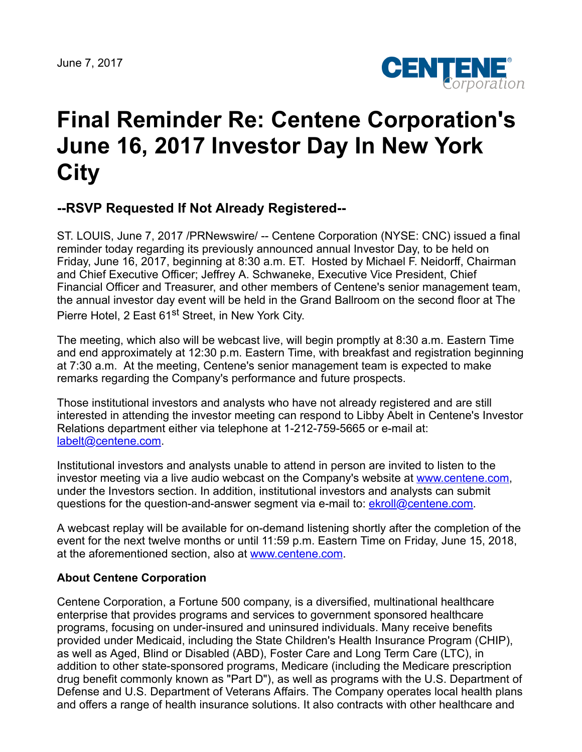June 7, 2017

# Final Reminder Re: Centene Corporation's June 16, 2017 Investor Day In New York City

## --RSVP Requested If Not Already Registered--

ST. LOUIS, June 7, 2017 /PRNewswire/ -- Centene Corporation (NYSE: CNC) issued a final reminder today regarding its previously announced annual Investor Day, to be held on Friday, June 16, 2017, beginning at 8:30 a.m. ET. Hosted by Michael F. Neidorff, Chairman and Chief Executive Officer; Jeffrey A. Schwaneke, Executive Vice President, Chief Financial Officer and Treasurer, and other members of Centene's senior management team, the annual investor day event will be held in the Grand Ballroom on the second floor at The Pierre Hotel, 2 East 61st Street, in New York City.

The meeting, which also will be webcast live, will begin promptly at 8:30 a.m. Eastern Time and end approximately at 12:30 p.m. Eastern Time, with breakfast and registration beginning at 7:30 a.m. At the meeting, Centene's senior management team is expected to make remarks regarding the Company's performance and future prospects.

Those institutional investors and analysts who have not already registered and are still interested in attending the investor meeting can respond to Libby Abelt in Centene's Investor Relations department either via telephone at 1-212-759-5665 or e-mail at: labelt@centene.com.

Institutional investors and analysts unable to attend in person are invited to listen to the investor meeting via a live audio webcast on the Company's website at www.centene.com, under the Investors section. In addition, institutional investors and analysts can submit questions for the question-and-answer segment via e-mail to: ekroll@centene.com.

A webcast replay will be available for on-demand listening shortly after the completion of the event for the next twelve months or until 11:59 p.m. Eastern Time on Friday, June 15, 2018, at the aforementioned section, also at www.centene.com.

**About Centene Corporation**

Centene Corporation, a Fortune 500 company, is a diversified, multinational healthcare enterprise that provides programs and services to government sponsored healthcare programs, focusing on under-insured and uninsured individuals. Many receive benefits provided under Medicaid, including the State Children's Health Insurance Program (CHIP), as well as Aged, Blind or Disabled (ABD), Foster Care and Long Term Care (LTC), in addition to other state-sponsored programs, Medicare (including the Medicare prescription drug benefit commonly known as "Part D"), as well as programs with the U.S. Department of Defense and U.S. Department of Veterans Affairs. The Company operates local health plans and offers a range of health insurance solutions. It also contracts with other healthcare and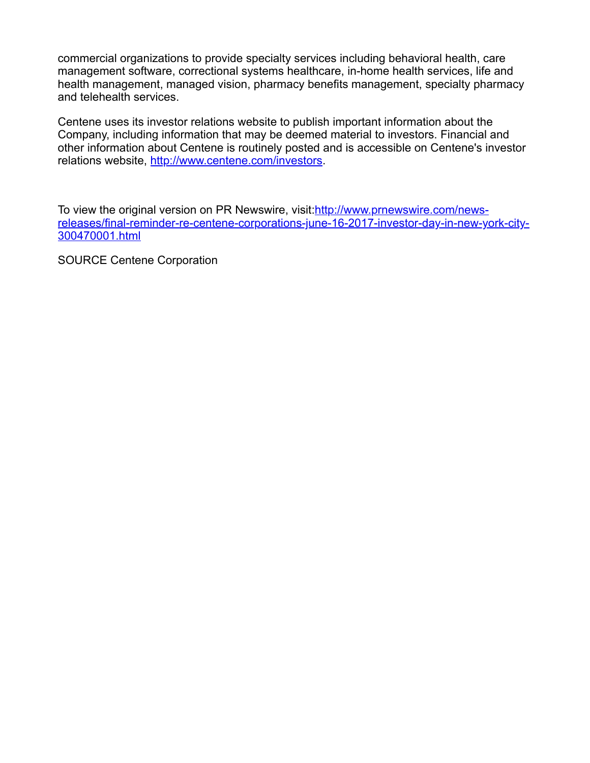commercial organizations to provide specialty services including behavioral health, care management software, correctional systems healthcare, in-home health services, life and health management, managed vision, pharmacy benefits management, specialty pharmacy and telehealth services.

Centene uses its investor relations website to publish important information about the Company, including information that may be deemed material to investors. Financial and other information about Centene is routinely posted and is accessible on Centene's investor relations website, [http://www.centene.com/investors](http://www.centene.com/investors).

To view the original version on PR Newswire, visit:[http://www.prnewswire.com/news-releases/final-reminder-re-centene-corporations-june-16-2017-investor-day-in-new-york-city-300470001.html](http://www.prnewswire.com/news-releases/final-reminder-re-centene-corporations-june-16-2017-investor-day-in-new-york-city-300470001.html)

SOURCE Centene Corporation